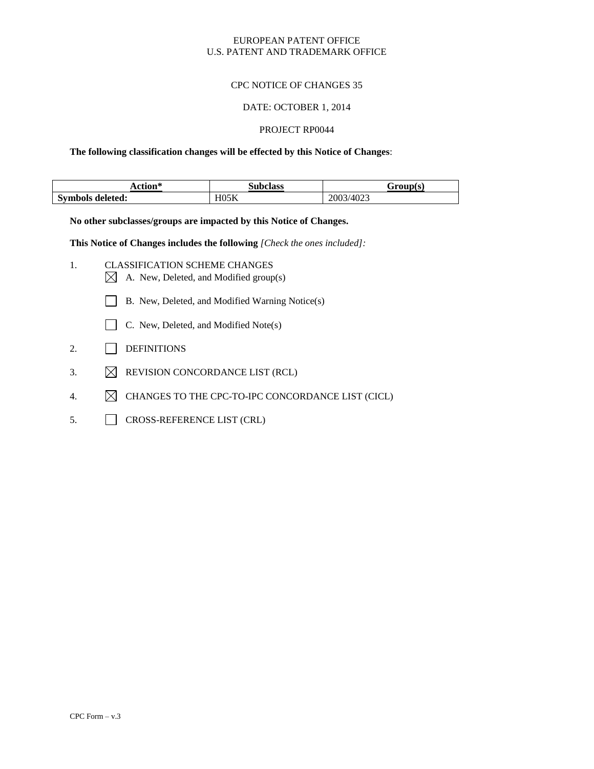EUROPEAN PATENT OFFICE
U.S. PATENT AND TRADEMARK OFFICE

CPC NOTICE OF CHANGES 35

DATE: OCTOBER 1, 2014

PROJECT RP0044

**The following classification changes will be effected by this Notice of Changes**:

| Action* | Subclass | Group(s) |
|---|---|---|
| **Symbols deleted:** | H05K | 2003/4023 |

**No other subclasses/groups are impacted by this Notice of Changes.**

**This Notice of Changes includes the following** *[Check the ones included]:*

1. CLASSIFICATION SCHEME CHANGES
   - [x] A. New, Deleted, and Modified group(s)
   - [ ] B. New, Deleted, and Modified Warning Notice(s)
   - [ ] C. New, Deleted, and Modified Note(s)
2. [ ] DEFINITIONS
3. [x] REVISION CONCORDANCE LIST (RCL)
4. [x] CHANGES TO THE CPC-TO-IPC CONCORDANCE LIST (CICL)
5. [ ] CROSS-REFERENCE LIST (CRL)

CPC Form – v.3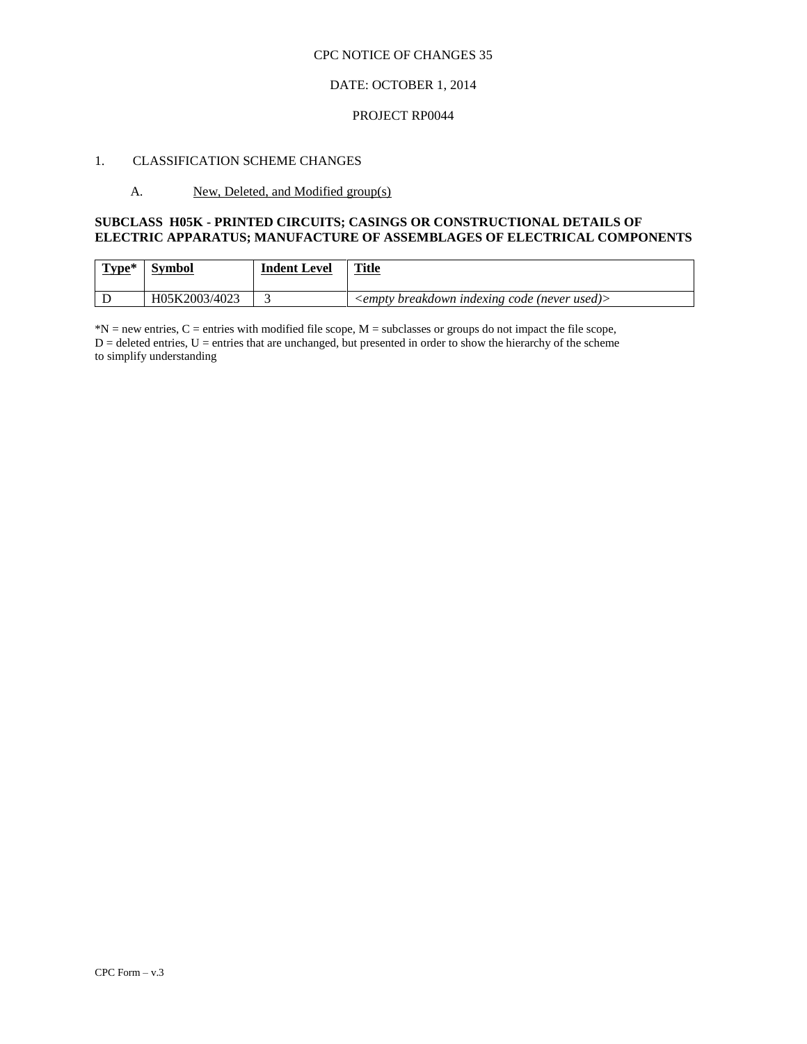CPC NOTICE OF CHANGES 35

DATE: OCTOBER 1, 2014

PROJECT RP0044

1. CLASSIFICATION SCHEME CHANGES

A. New, Deleted, and Modified group(s)

**SUBCLASS H05K - PRINTED CIRCUITS; CASINGS OR CONSTRUCTIONAL DETAILS OF ELECTRIC APPARATUS; MANUFACTURE OF ASSEMBLAGES OF ELECTRICAL COMPONENTS**

| Type* | Symbol | Indent Level | Title |
|---|---|---|---|
| D | H05K2003/4023 | 3 | *<empty breakdown indexing code (never used)>* |

*N = new entries, C = entries with modified file scope, M = subclasses or groups do not impact the file scope, D = deleted entries, U = entries that are unchanged, but presented in order to show the hierarchy of the scheme to simplify understanding

CPC Form – v.3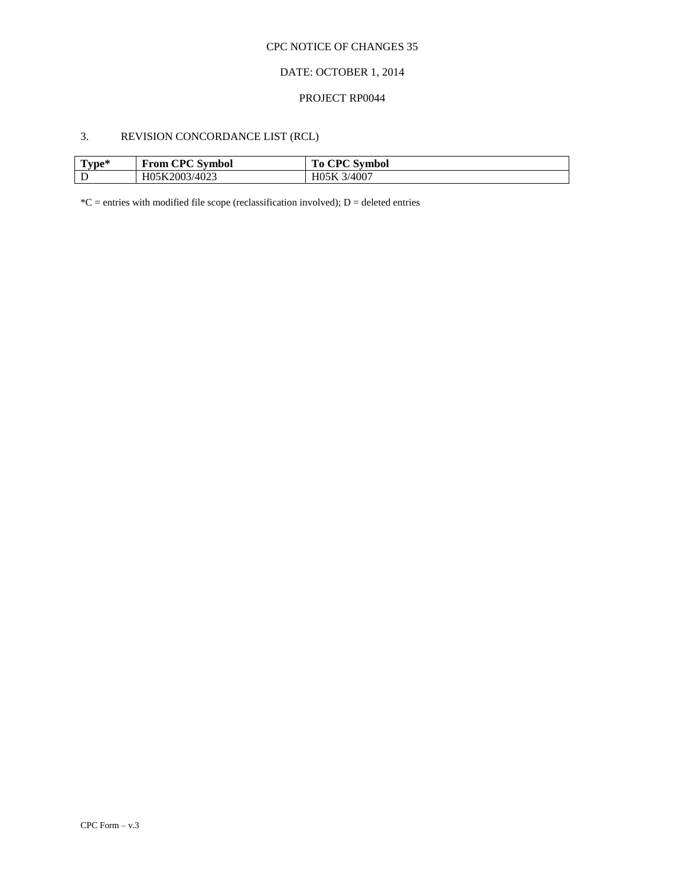CPC NOTICE OF CHANGES 35

DATE: OCTOBER 1, 2014

PROJECT RP0044

3. REVISION CONCORDANCE LIST (RCL)

| Type* | From CPC Symbol | To CPC Symbol |
|---|---|---|
| D | H05K2003/4023 | H05K 3/4007 |

*C = entries with modified file scope (reclassification involved); D = deleted entries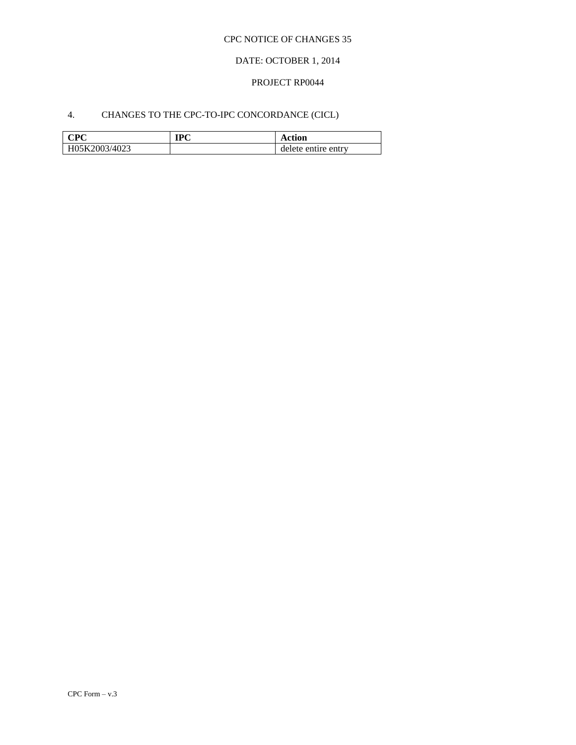CPC NOTICE OF CHANGES 35

DATE: OCTOBER 1, 2014

PROJECT RP0044

4. CHANGES TO THE CPC-TO-IPC CONCORDANCE (CICL)

| **CPC** | **IPC** | **Action** |
|---|---|---|
| H05K2003/4023 | | delete entire entry |